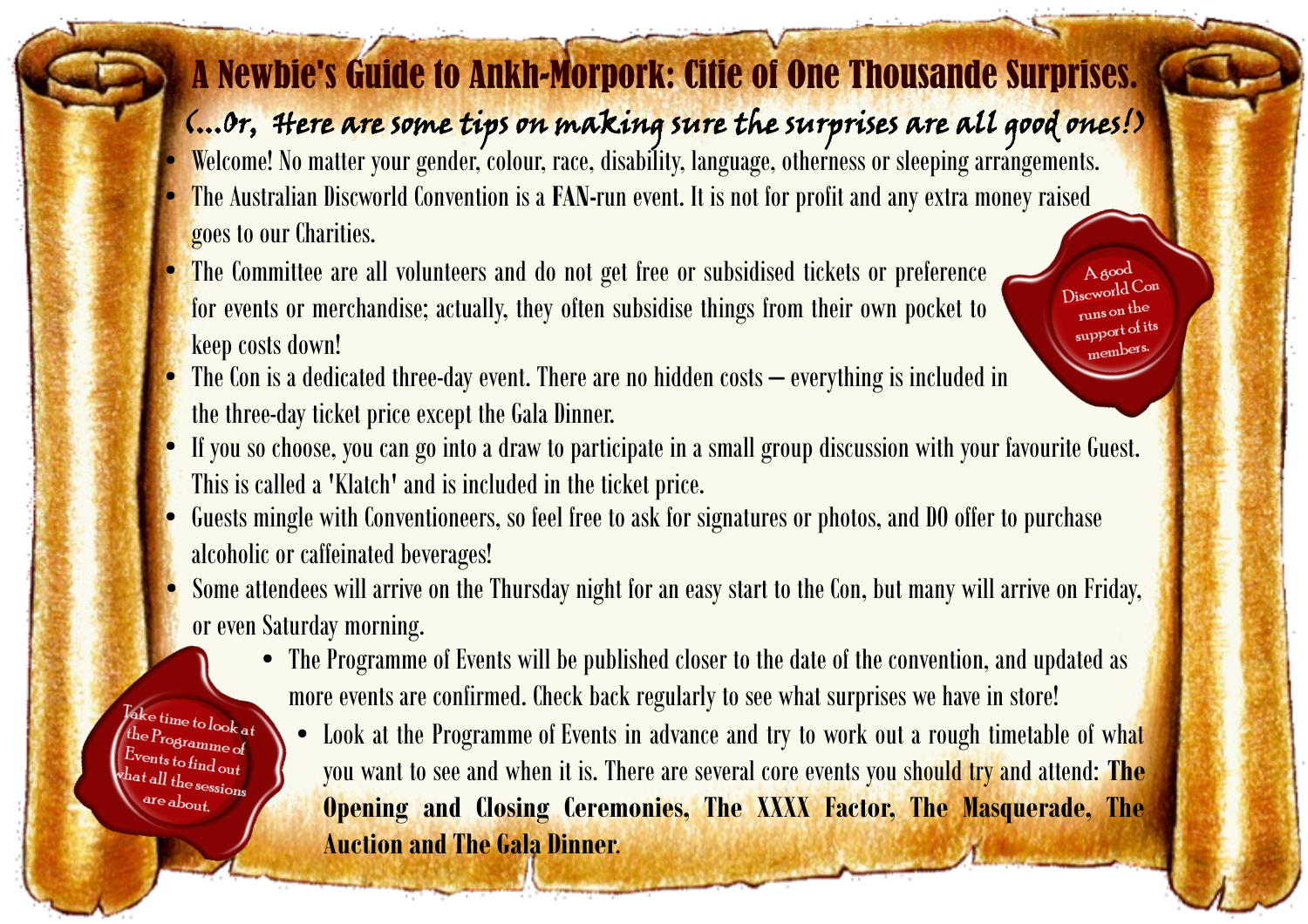# A Newbie's Guide to Ankh-Morpork: Citie of One Thousande Surprises.

## (...Or, Here are some tips on making sure the surprises are all good ones!)

- Welcome! No matter your gender, colour, race, disability, language, otherness or sleeping arrangements.
- The Australian Discworld Convention is a **FAN**-run event. It is not for profit and any extra money raised goes to our Charities.
- The Committee are all volunteers and do not get free or subsidised tickets or preference for events or merchandise; actually, they often subsidise things from their own pocket to keep costs down!
- The Con is a dedicated three-day event. There are no hidden costs – everything is included in the three-day ticket price except the Gala Dinner.
- If you so choose, you can go into a draw to participate in a small group discussion with your favourite Guest. This is called a 'Klatch' and is included in the ticket price.
- Guests mingle with Conventioneers, so feel free to ask for signatures or photos, and DO offer to purchase alcoholic or caffeinated beverages!
- Some attendees will arrive on the Thursday night for an easy start to the Con, but many will arrive on Friday, or even Saturday morning.
- The Programme of Events will be published closer to the date of the convention, and updated as more events are confirmed. Check back regularly to see what surprises we have in store!
- Look at the Programme of Events in advance and try to work out a rough timetable of what you want to see and when it is. There are several core events you should try and attend: **The Opening and Closing Ceremonies, The XXXX Factor, The Masquerade, The Auction and The Gala Dinner.**

A good Discworld Con runs on the support of its members.

Take time to look at the Programme of Events to find out what all the sessions are about.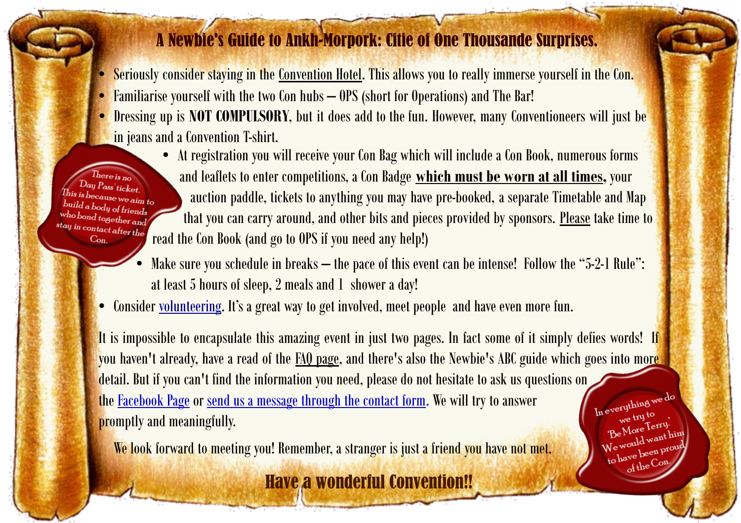# A Newbie's Guide to Ankh-Morpork: Citie of One Thousande Surprises.

- Seriously consider staying in the Convention Hotel. This allows you to really immerse yourself in the Con.
- Familiarise yourself with the two Con hubs – OPS (short for Operations) and The Bar!
- Dressing up is **NOT COMPULSORY**, but it does add to the fun. However, many Conventioneers will just be in jeans and a Convention T-shirt.
- At registration you will receive your Con Bag which will include a Con Book, numerous forms and leaflets to enter competitions, a Con Badge **which must be worn at all times**, your auction paddle, tickets to anything you may have pre-booked, a separate Timetable and Map that you can carry around, and other bits and pieces provided by sponsors. Please take time to read the Con Book (and go to OPS if you need any help!)
- Make sure you schedule in breaks – the pace of this event can be intense! Follow the "5-2-1 Rule": at least 5 hours of sleep, 2 meals and 1 shower a day!
- Consider volunteering. It's a great way to get involved, meet people and have even more fun.

There is no 'Day Pass' ticket. This is because we aim to build a body of friends who bond together and stay in contact after the Con.

It is impossible to encapsulate this amazing event in just two pages. In fact some of it simply defies words! If you haven't already, have a read of the FAQ page, and there's also the Newbie's ABC guide which goes into more detail. But if you can't find the information you need, please do not hesitate to ask us questions on the Facebook Page or send us a message through the contact form. We will try to answer promptly and meaningfully.

We look forward to meeting you! Remember, a stranger is just a friend you have not met.

In everything we do we try to 'Be More Terry.' We would want him to have been proud of the Con.

## Have a wonderful Convention!!